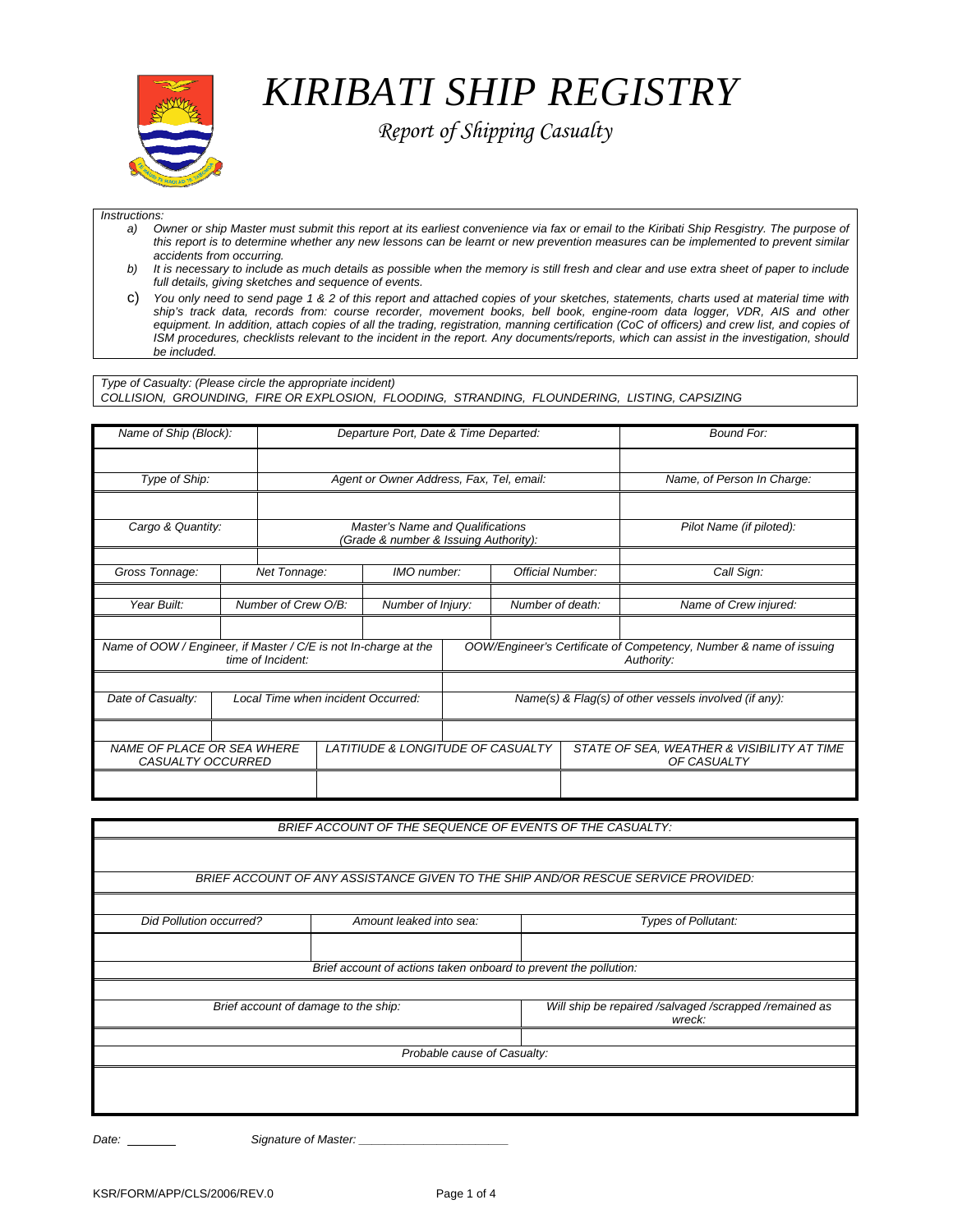# *KIRIBATI SHIP REGISTRY*

## *Report of Shipping Casualty*

*Instructions:*

- a) *Owner or ship Master must submit this report at its earliest convenience via fax or email to the Kiribati Ship Resgistry. The purpose of this report is to determine whether any new lessons can be learnt or new prevention measures can be implemented to prevent similar accidents from occurring.*
- b) *It is necessary to include as much details as possible when the memory is still fresh and clear and use extra sheet of paper to include full details, giving sketches and sequence of events.*
- c) *You only need to send page 1 & 2 of this report and attached copies of your sketches, statements, charts used at material time with ship's track data, records from: course recorder, movement books, bell book, engine-room data logger, VDR, AIS and other equipment. In addition, attach copies of all the trading, registration, manning certification (CoC of officers) and crew list, and copies of ISM procedures, checklists relevant to the incident in the report. Any documents/reports, which can assist in the investigation, should be included.*

*Type of Casualty: (Please circle the appropriate incident)*
*COLLISION, GROUNDING, FIRE OR EXPLOSION, FLOODING, STRANDING, FLOUNDERING, LISTING, CAPSIZING*

| *Name of Ship (Block):* | *Departure Port, Date & Time Departed:* | *Bound For:* |
|---|---|---|
| | | |
| *Type of Ship:* | *Agent or Owner Address, Fax, Tel, email:* | *Name, of Person In Charge:* |
| | | |
| *Cargo & Quantity:* | *Master's Name and Qualifications (Grade & number & Issuing Authority):* | *Pilot Name (if piloted):* |
| | | |

| *Gross Tonnage:* | *Net Tonnage:* | *IMO number:* | *Official Number:* | *Call Sign:* |
|---|---|---|---|---|
| | | | | |
| *Year Built:* | *Number of Crew O/B:* | *Number of Injury:* | *Number of death:* | *Name of Crew injured:* |
| | | | | |

| *Name of OOW / Engineer, if Master / C/E is not In-charge at the time of Incident:* | | *OOW/Engineer's Certificate of Competency, Number & name of issuing Authority:* |
|---|---|---|
| | | |
| *Date of Casualty:* | *Local Time when incident Occurred:* | *Name(s) & Flag(s) of other vessels involved (if any):* |
| | | |

| *NAME OF PLACE OR SEA WHERE CASUALTY OCCURRED* | *LATITIUDE & LONGITUDE OF CASUALTY* | *STATE OF SEA, WEATHER & VISIBILITY AT TIME OF CASUALTY* |
|---|---|---|
| | | |

| *BRIEF ACCOUNT OF THE SEQUENCE OF EVENTS OF THE CASUALTY:* | | |
|---|---|---|
| | | |
| *BRIEF ACCOUNT OF ANY ASSISTANCE GIVEN TO THE SHIP AND/OR RESCUE SERVICE PROVIDED:* | | |
| | | |
| *Did Pollution occurred?* | *Amount leaked into sea:* | *Types of Pollutant:* |
| | | |
| *Brief account of actions taken onboard to prevent the pollution:* | | |
| | | |
| *Brief account of damage to the ship:* | | *Will ship be repaired /salvaged /scrapped /remained as wreck:* |
| | | |
| *Probable cause of Casualty:* | | |
| | | |

*Date:* _______ *Signature of Master:* ______________________

KSR/FORM/APP/CLS/2006/REV.0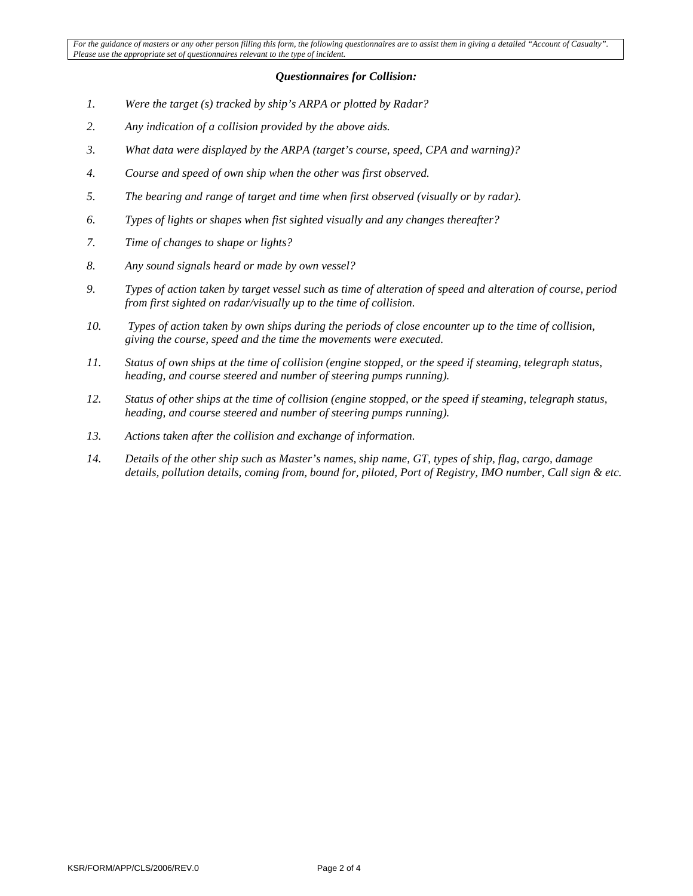*For the guidance of masters or any other person filling this form, the following questionnaires are to assist them in giving a detailed "Account of Casualty". Please use the appropriate set of questionnaires relevant to the type of incident.*

### *Questionnaires for Collision:*

1. *Were the target (s) tracked by ship's ARPA or plotted by Radar?*
2. *Any indication of a collision provided by the above aids.*
3. *What data were displayed by the ARPA (target's course, speed, CPA and warning)?*
4. *Course and speed of own ship when the other was first observed.*
5. *The bearing and range of target and time when first observed (visually or by radar).*
6. *Types of lights or shapes when fist sighted visually and any changes thereafter?*
7. *Time of changes to shape or lights?*
8. *Any sound signals heard or made by own vessel?*
9. *Types of action taken by target vessel such as time of alteration of speed and alteration of course, period from first sighted on radar/visually up to the time of collision.*
10. *Types of action taken by own ships during the periods of close encounter up to the time of collision, giving the course, speed and the time the movements were executed.*
11. *Status of own ships at the time of collision (engine stopped, or the speed if steaming, telegraph status, heading, and course steered and number of steering pumps running).*
12. *Status of other ships at the time of collision (engine stopped, or the speed if steaming, telegraph status, heading, and course steered and number of steering pumps running).*
13. *Actions taken after the collision and exchange of information.*
14. *Details of the other ship such as Master's names, ship name, GT, types of ship, flag, cargo, damage details, pollution details, coming from, bound for, piloted, Port of Registry, IMO number, Call sign & etc.*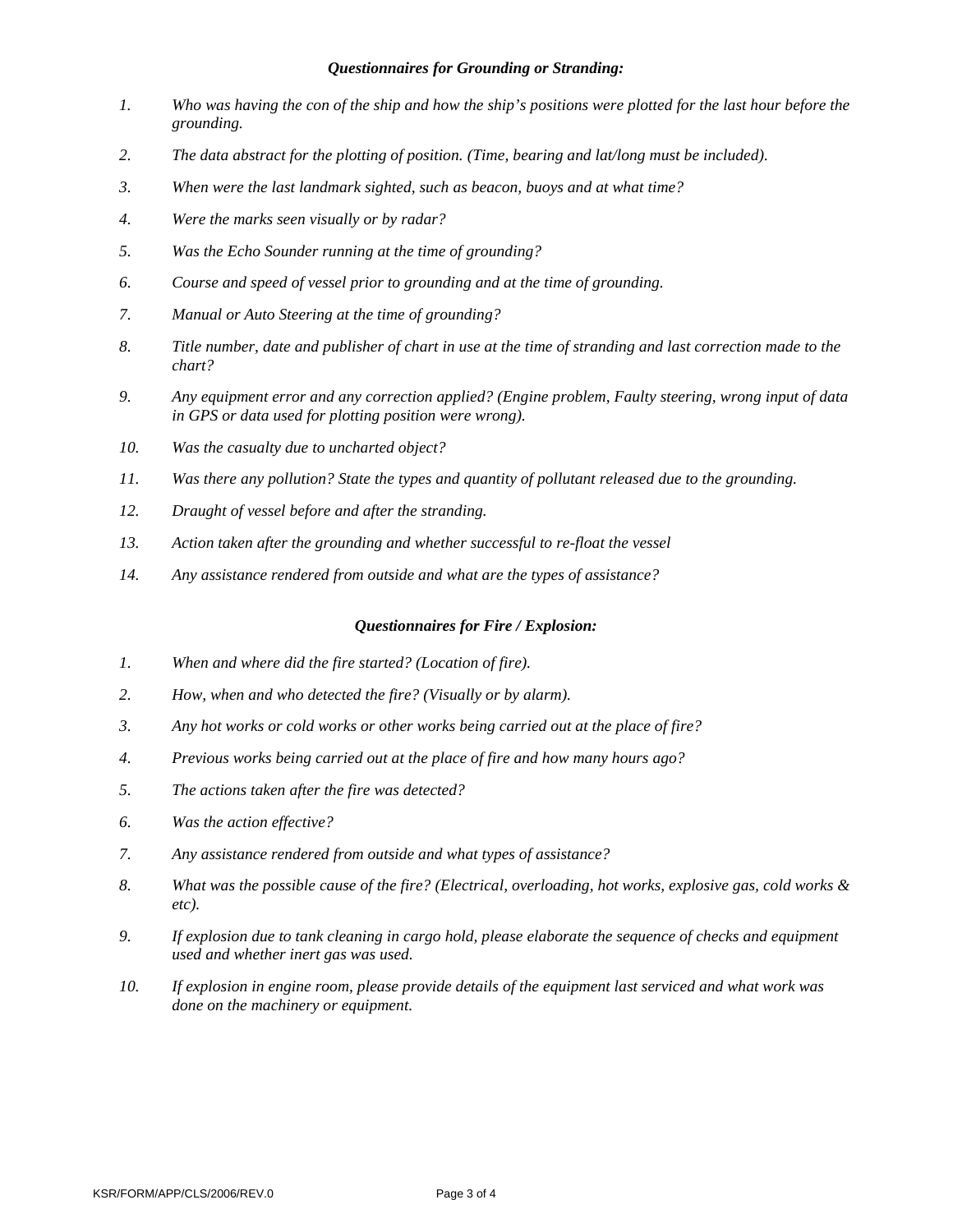### *Questionnaires for Grounding or Stranding:*

1. *Who was having the con of the ship and how the ship's positions were plotted for the last hour before the grounding.*

2. *The data abstract for the plotting of position. (Time, bearing and lat/long must be included).*

3. *When were the last landmark sighted, such as beacon, buoys and at what time?*

4. *Were the marks seen visually or by radar?*

5. *Was the Echo Sounder running at the time of grounding?*

6. *Course and speed of vessel prior to grounding and at the time of grounding.*

7. *Manual or Auto Steering at the time of grounding?*

8. *Title number, date and publisher of chart in use at the time of stranding and last correction made to the chart?*

9. *Any equipment error and any correction applied? (Engine problem, Faulty steering, wrong input of data in GPS or data used for plotting position were wrong).*

10. *Was the casualty due to uncharted object?*

11. *Was there any pollution? State the types and quantity of pollutant released due to the grounding.*

12. *Draught of vessel before and after the stranding.*

13. *Action taken after the grounding and whether successful to re-float the vessel*

14. *Any assistance rendered from outside and what are the types of assistance?*

### *Questionnaires for Fire / Explosion:*

1. *When and where did the fire started? (Location of fire).*

2. *How, when and who detected the fire? (Visually or by alarm).*

3. *Any hot works or cold works or other works being carried out at the place of fire?*

4. *Previous works being carried out at the place of fire and how many hours ago?*

5. *The actions taken after the fire was detected?*

6. *Was the action effective?*

7. *Any assistance rendered from outside and what types of assistance?*

8. *What was the possible cause of the fire? (Electrical, overloading, hot works, explosive gas, cold works & etc).*

9. *If explosion due to tank cleaning in cargo hold, please elaborate the sequence of checks and equipment used and whether inert gas was used.*

10. *If explosion in engine room, please provide details of the equipment last serviced and what work was done on the machinery or equipment.*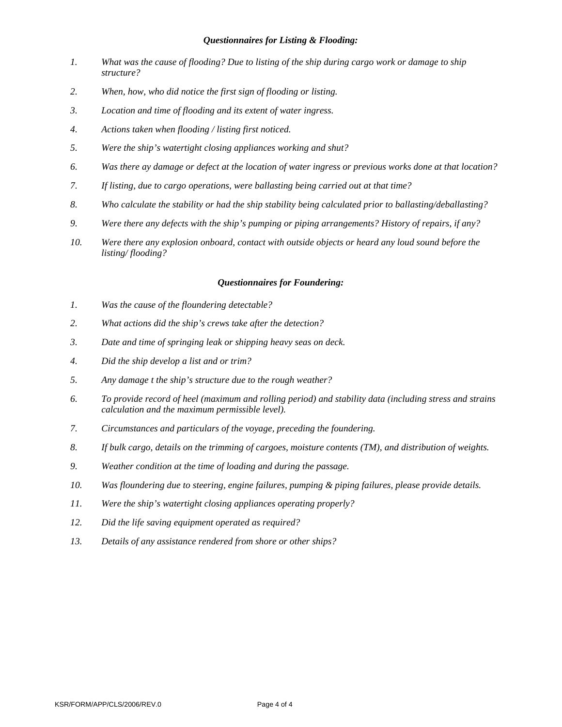### ***Questionnaires for Listing & Flooding:***

1. *What was the cause of flooding? Due to listing of the ship during cargo work or damage to ship structure?*
2. *When, how, who did notice the first sign of flooding or listing.*
3. *Location and time of flooding and its extent of water ingress.*
4. *Actions taken when flooding / listing first noticed.*
5. *Were the ship's watertight closing appliances working and shut?*
6. *Was there ay damage or defect at the location of water ingress or previous works done at that location?*
7. *If listing, due to cargo operations, were ballasting being carried out at that time?*
8. *Who calculate the stability or had the ship stability being calculated prior to ballasting/deballasting?*
9. *Were there any defects with the ship's pumping or piping arrangements? History of repairs, if any?*
10. *Were there any explosion onboard, contact with outside objects or heard any loud sound before the listing/ flooding?*

### ***Questionnaires for Foundering:***

1. *Was the cause of the floundering detectable?*
2. *What actions did the ship's crews take after the detection?*
3. *Date and time of springing leak or shipping heavy seas on deck.*
4. *Did the ship develop a list and or trim?*
5. *Any damage t the ship's structure due to the rough weather?*
6. *To provide record of heel (maximum and rolling period) and stability data (including stress and strains calculation and the maximum permissible level).*
7. *Circumstances and particulars of the voyage, preceding the foundering.*
8. *If bulk cargo, details on the trimming of cargoes, moisture contents (TM), and distribution of weights.*
9. *Weather condition at the time of loading and during the passage.*
10. *Was floundering due to steering, engine failures, pumping & piping failures, please provide details.*
11. *Were the ship's watertight closing appliances operating properly?*
12. *Did the life saving equipment operated as required?*
13. *Details of any assistance rendered from shore or other ships?*

KSR/FORM/APP/CLS/2006/REV.0